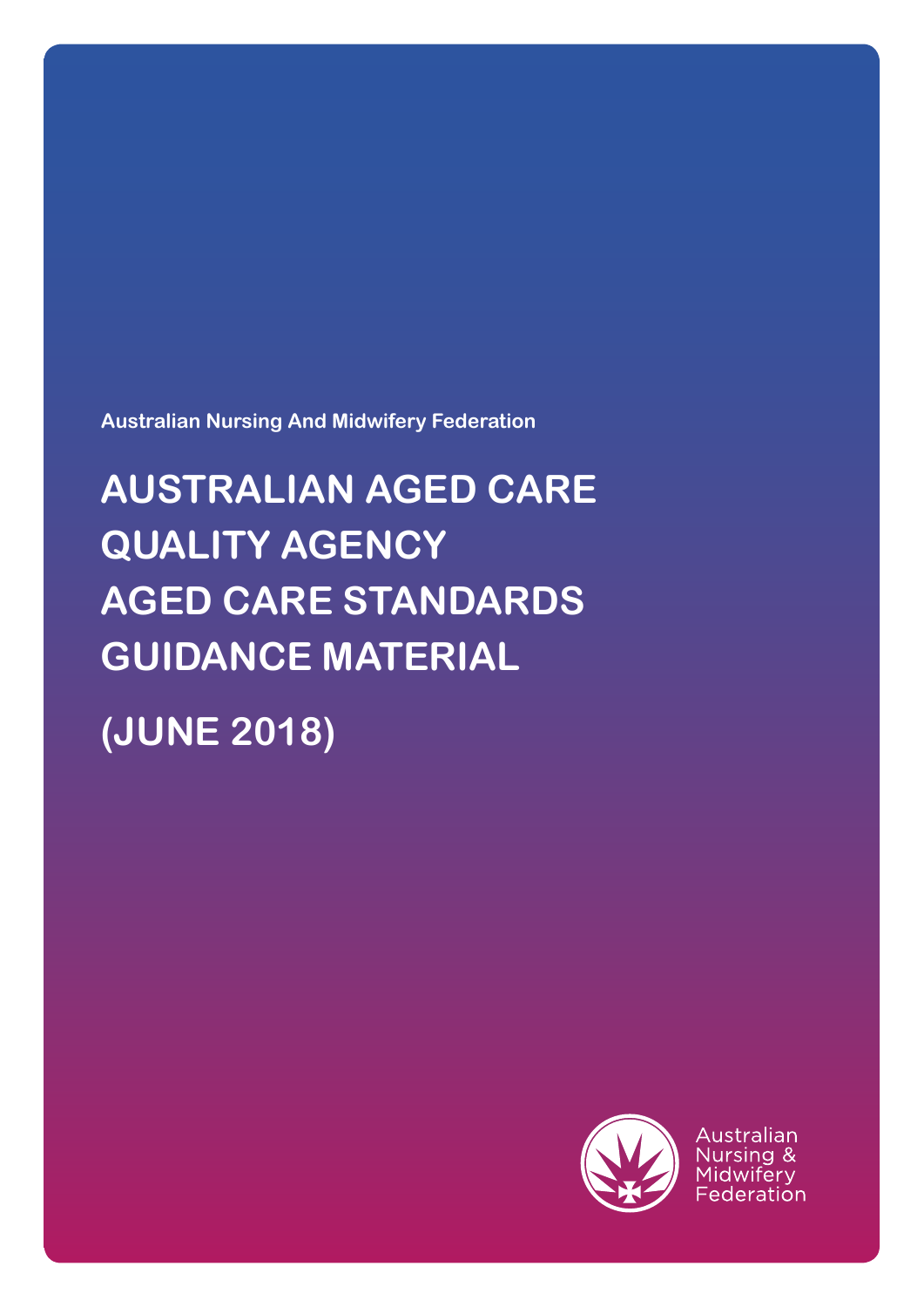Australian Nursing And Midwifery Federation

# AUSTRALIAN AGED CARE QUALITY AGENCY AGED CARE STANDARDS GUIDANCE MATERIAL

# (JUNE 2018)

Australian Nursing & Midwifery Federation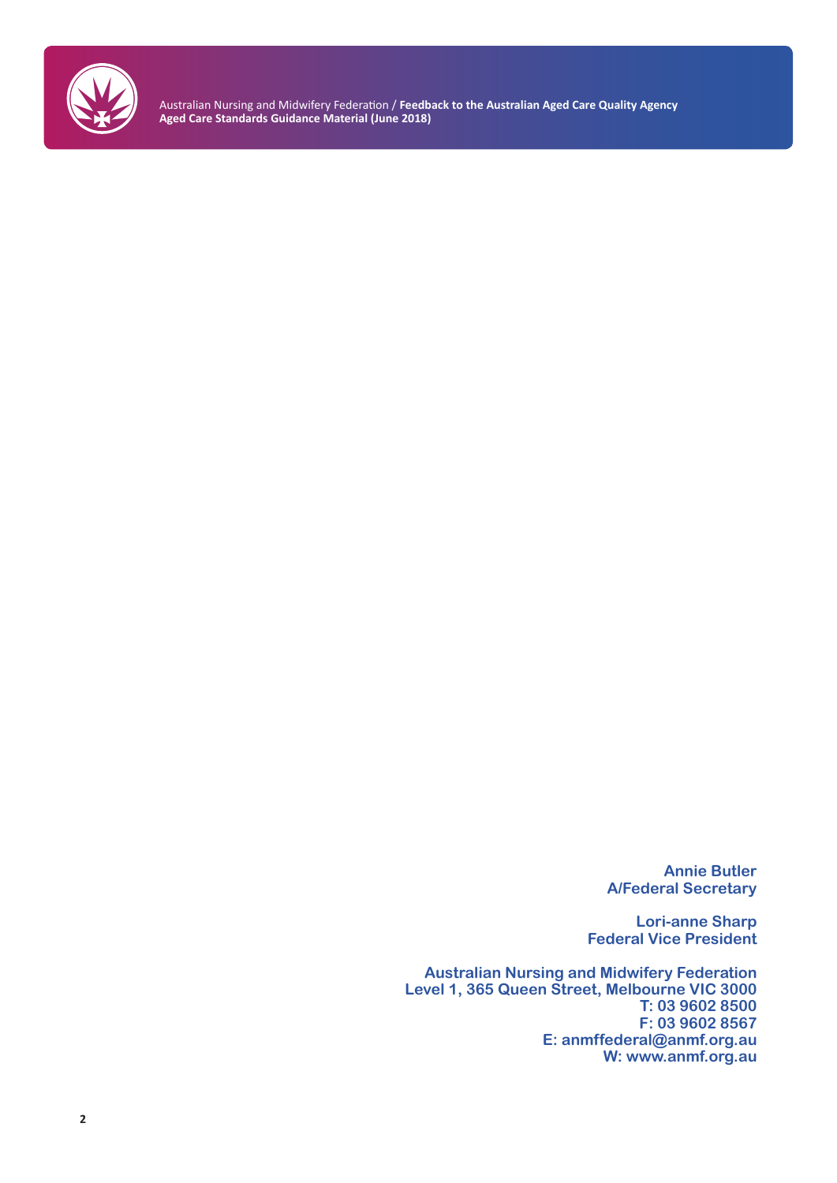**Annie Butler**
**A/Federal Secretary**

**Lori-anne Sharp**
**Federal Vice President**

**Australian Nursing and Midwifery Federation**
**Level 1, 365 Queen Street, Melbourne VIC 3000**
**T: 03 9602 8500**
**F: 03 9602 8567**
**E: anmffederal@anmf.org.au**
**W: www.anmf.org.au**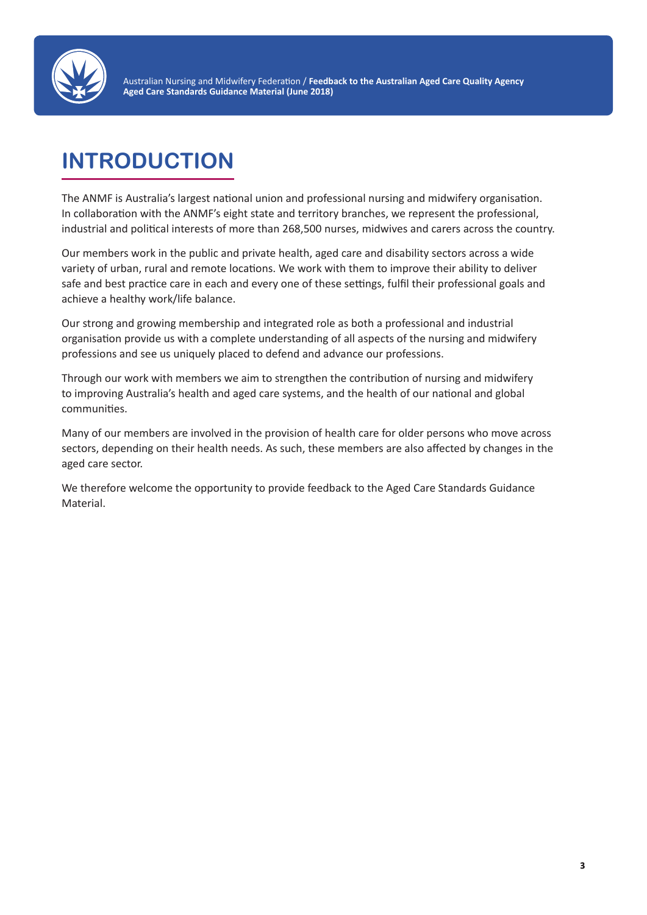# INTRODUCTION

The ANMF is Australia's largest national union and professional nursing and midwifery organisation. In collaboration with the ANMF's eight state and territory branches, we represent the professional, industrial and political interests of more than 268,500 nurses, midwives and carers across the country.

Our members work in the public and private health, aged care and disability sectors across a wide variety of urban, rural and remote locations. We work with them to improve their ability to deliver safe and best practice care in each and every one of these settings, fulfil their professional goals and achieve a healthy work/life balance.

Our strong and growing membership and integrated role as both a professional and industrial organisation provide us with a complete understanding of all aspects of the nursing and midwifery professions and see us uniquely placed to defend and advance our professions.

Through our work with members we aim to strengthen the contribution of nursing and midwifery to improving Australia's health and aged care systems, and the health of our national and global communities.

Many of our members are involved in the provision of health care for older persons who move across sectors, depending on their health needs. As such, these members are also affected by changes in the aged care sector.

We therefore welcome the opportunity to provide feedback to the Aged Care Standards Guidance Material.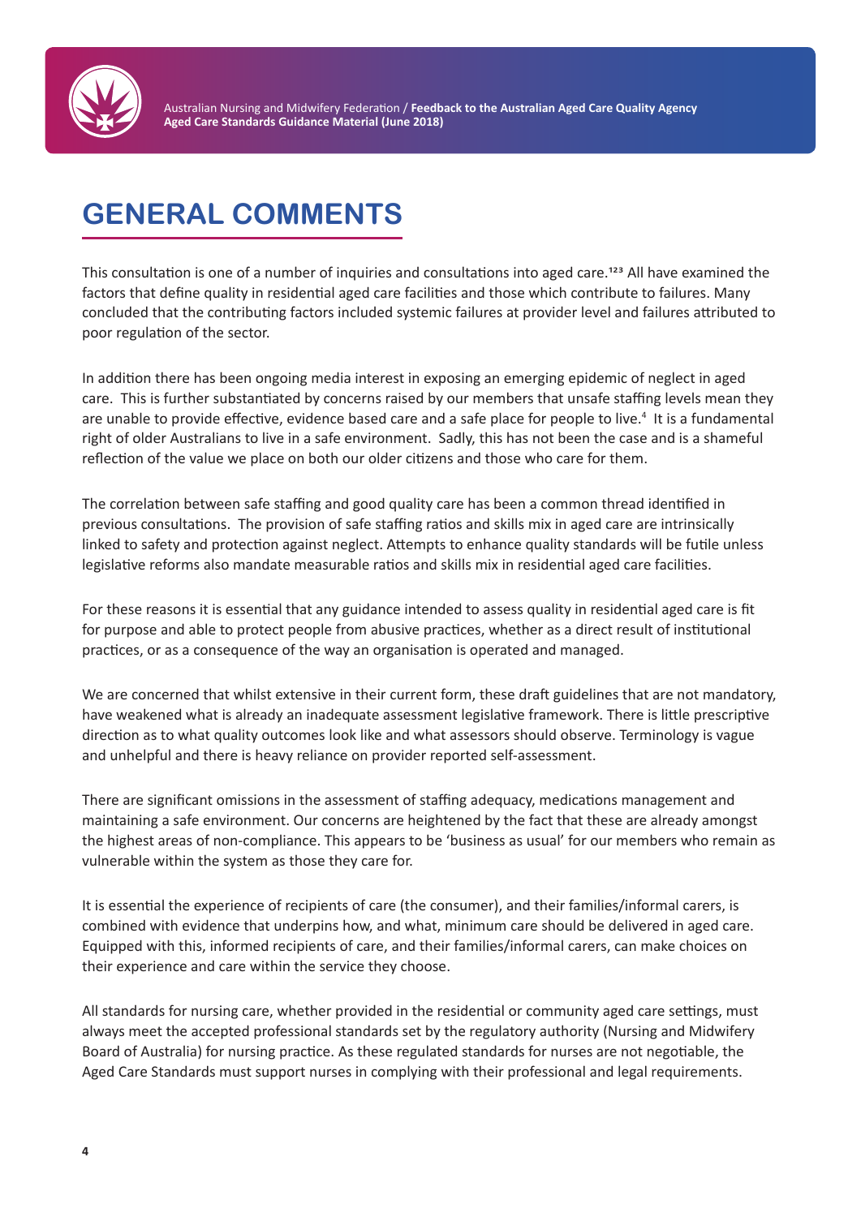# GENERAL COMMENTS

This consultation is one of a number of inquiries and consultations into aged care.[1,2,3] All have examined the factors that define quality in residential aged care facilities and those which contribute to failures. Many concluded that the contributing factors included systemic failures at provider level and failures attributed to poor regulation of the sector.

In addition there has been ongoing media interest in exposing an emerging epidemic of neglect in aged care. This is further substantiated by concerns raised by our members that unsafe staffing levels mean they are unable to provide effective, evidence based care and a safe place for people to live.[4] It is a fundamental right of older Australians to live in a safe environment. Sadly, this has not been the case and is a shameful reflection of the value we place on both our older citizens and those who care for them.

The correlation between safe staffing and good quality care has been a common thread identified in previous consultations. The provision of safe staffing ratios and skills mix in aged care are intrinsically linked to safety and protection against neglect. Attempts to enhance quality standards will be futile unless legislative reforms also mandate measurable ratios and skills mix in residential aged care facilities.

For these reasons it is essential that any guidance intended to assess quality in residential aged care is fit for purpose and able to protect people from abusive practices, whether as a direct result of institutional practices, or as a consequence of the way an organisation is operated and managed.

We are concerned that whilst extensive in their current form, these draft guidelines that are not mandatory, have weakened what is already an inadequate assessment legislative framework. There is little prescriptive direction as to what quality outcomes look like and what assessors should observe. Terminology is vague and unhelpful and there is heavy reliance on provider reported self-assessment.

There are significant omissions in the assessment of staffing adequacy, medications management and maintaining a safe environment. Our concerns are heightened by the fact that these are already amongst the highest areas of non-compliance. This appears to be 'business as usual' for our members who remain as vulnerable within the system as those they care for.

It is essential the experience of recipients of care (the consumer), and their families/informal carers, is combined with evidence that underpins how, and what, minimum care should be delivered in aged care. Equipped with this, informed recipients of care, and their families/informal carers, can make choices on their experience and care within the service they choose.

All standards for nursing care, whether provided in the residential or community aged care settings, must always meet the accepted professional standards set by the regulatory authority (Nursing and Midwifery Board of Australia) for nursing practice. As these regulated standards for nurses are not negotiable, the Aged Care Standards must support nurses in complying with their professional and legal requirements.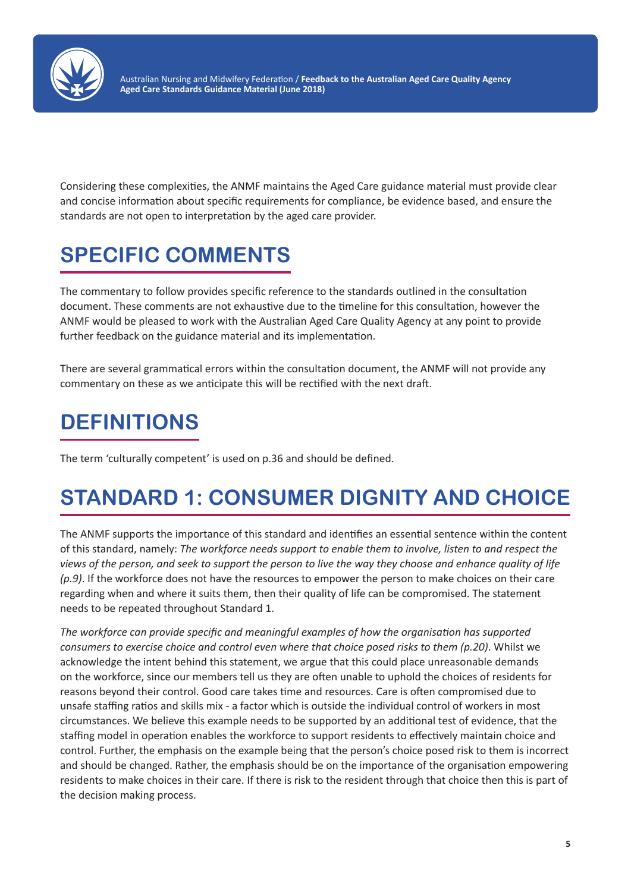Considering these complexities, the ANMF maintains the Aged Care guidance material must provide clear and concise information about specific requirements for compliance, be evidence based, and ensure the standards are not open to interpretation by the aged care provider.

## SPECIFIC COMMENTS

The commentary to follow provides specific reference to the standards outlined in the consultation document. These comments are not exhaustive due to the timeline for this consultation, however the ANMF would be pleased to work with the Australian Aged Care Quality Agency at any point to provide further feedback on the guidance material and its implementation.

There are several grammatical errors within the consultation document, the ANMF will not provide any commentary on these as we anticipate this will be rectified with the next draft.

## DEFINITIONS

The term 'culturally competent' is used on p.36 and should be defined.

## STANDARD 1: CONSUMER DIGNITY AND CHOICE

The ANMF supports the importance of this standard and identifies an essential sentence within the content of this standard, namely: *The workforce needs support to enable them to involve, listen to and respect the views of the person, and seek to support the person to live the way they choose and enhance quality of life (p.9)*. If the workforce does not have the resources to empower the person to make choices on their care regarding when and where it suits them, then their quality of life can be compromised. The statement needs to be repeated throughout Standard 1.

*The workforce can provide specific and meaningful examples of how the organisation has supported consumers to exercise choice and control even where that choice posed risks to them (p.20)*. Whilst we acknowledge the intent behind this statement, we argue that this could place unreasonable demands on the workforce, since our members tell us they are often unable to uphold the choices of residents for reasons beyond their control. Good care takes time and resources. Care is often compromised due to unsafe staffing ratios and skills mix - a factor which is outside the individual control of workers in most circumstances. We believe this example needs to be supported by an additional test of evidence, that the staffing model in operation enables the workforce to support residents to effectively maintain choice and control. Further, the emphasis on the example being that the person's choice posed risk to them is incorrect and should be changed. Rather, the emphasis should be on the importance of the organisation empowering residents to make choices in their care. If there is risk to the resident through that choice then this is part of the decision making process.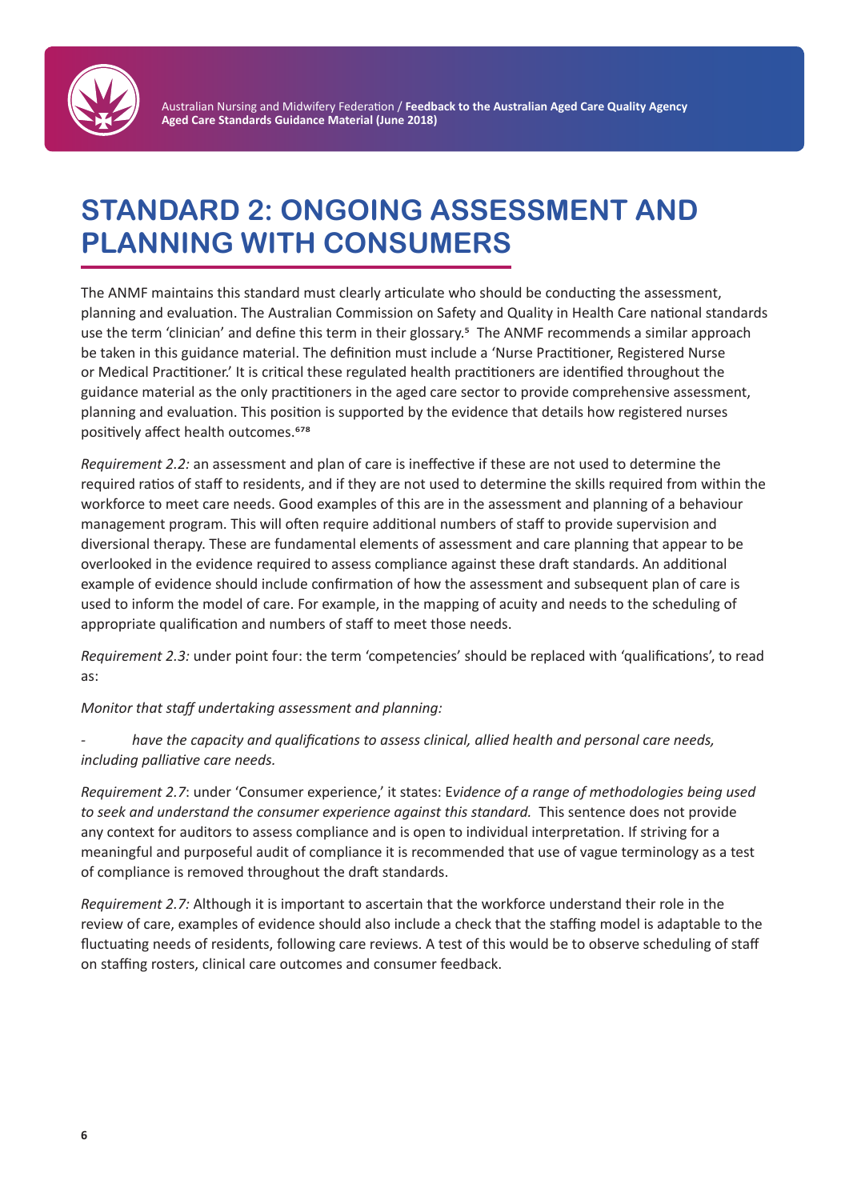# STANDARD 2: ONGOING ASSESSMENT AND PLANNING WITH CONSUMERS

The ANMF maintains this standard must clearly articulate who should be conducting the assessment, planning and evaluation. The Australian Commission on Safety and Quality in Health Care national standards use the term 'clinician' and define this term in their glossary.[5] The ANMF recommends a similar approach be taken in this guidance material. The definition must include a 'Nurse Practitioner, Registered Nurse or Medical Practitioner.' It is critical these regulated health practitioners are identified throughout the guidance material as the only practitioners in the aged care sector to provide comprehensive assessment, planning and evaluation. This position is supported by the evidence that details how registered nurses positively affect health outcomes.[6,7,8]

*Requirement 2.2:* an assessment and plan of care is ineffective if these are not used to determine the required ratios of staff to residents, and if they are not used to determine the skills required from within the workforce to meet care needs. Good examples of this are in the assessment and planning of a behaviour management program. This will often require additional numbers of staff to provide supervision and diversional therapy. These are fundamental elements of assessment and care planning that appear to be overlooked in the evidence required to assess compliance against these draft standards. An additional example of evidence should include confirmation of how the assessment and subsequent plan of care is used to inform the model of care. For example, in the mapping of acuity and needs to the scheduling of appropriate qualification and numbers of staff to meet those needs.

*Requirement 2.3:* under point four: the term 'competencies' should be replaced with 'qualifications', to read as:

*Monitor that staff undertaking assessment and planning:*

- *have the capacity and qualifications to assess clinical, allied health and personal care needs, including palliative care needs.*

*Requirement 2.7*: under 'Consumer experience,' it states: E*vidence of a range of methodologies being used to seek and understand the consumer experience against this standard.* This sentence does not provide any context for auditors to assess compliance and is open to individual interpretation. If striving for a meaningful and purposeful audit of compliance it is recommended that use of vague terminology as a test of compliance is removed throughout the draft standards.

*Requirement 2.7:* Although it is important to ascertain that the workforce understand their role in the review of care, examples of evidence should also include a check that the staffing model is adaptable to the fluctuating needs of residents, following care reviews. A test of this would be to observe scheduling of staff on staffing rosters, clinical care outcomes and consumer feedback.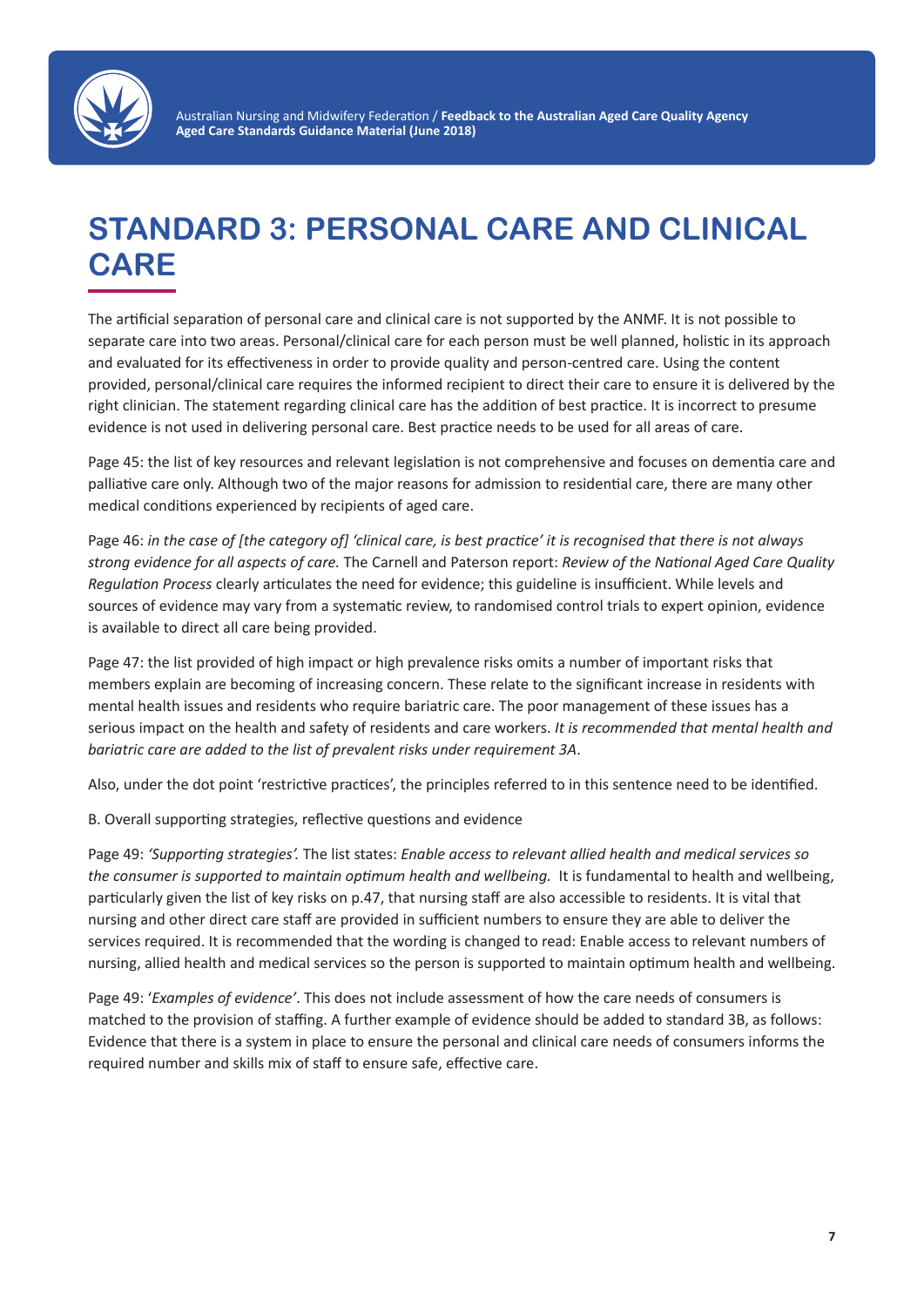# STANDARD 3: PERSONAL CARE AND CLINICAL CARE

The artificial separation of personal care and clinical care is not supported by the ANMF. It is not possible to separate care into two areas. Personal/clinical care for each person must be well planned, holistic in its approach and evaluated for its effectiveness in order to provide quality and person-centred care. Using the content provided, personal/clinical care requires the informed recipient to direct their care to ensure it is delivered by the right clinician. The statement regarding clinical care has the addition of best practice. It is incorrect to presume evidence is not used in delivering personal care. Best practice needs to be used for all areas of care.

Page 45: the list of key resources and relevant legislation is not comprehensive and focuses on dementia care and palliative care only. Although two of the major reasons for admission to residential care, there are many other medical conditions experienced by recipients of aged care.

Page 46: *in the case of [the category of] 'clinical care, is best practice' it is recognised that there is not always strong evidence for all aspects of care.* The Carnell and Paterson report: *Review of the National Aged Care Quality Regulation Process* clearly articulates the need for evidence; this guideline is insufficient. While levels and sources of evidence may vary from a systematic review, to randomised control trials to expert opinion, evidence is available to direct all care being provided.

Page 47: the list provided of high impact or high prevalence risks omits a number of important risks that members explain are becoming of increasing concern. These relate to the significant increase in residents with mental health issues and residents who require bariatric care. The poor management of these issues has a serious impact on the health and safety of residents and care workers. *It is recommended that mental health and bariatric care are added to the list of prevalent risks under requirement 3A*.

Also, under the dot point 'restrictive practices', the principles referred to in this sentence need to be identified.

B. Overall supporting strategies, reflective questions and evidence

Page 49: *'Supporting strategies'.* The list states: *Enable access to relevant allied health and medical services so the consumer is supported to maintain optimum health and wellbeing.* It is fundamental to health and wellbeing, particularly given the list of key risks on p.47, that nursing staff are also accessible to residents. It is vital that nursing and other direct care staff are provided in sufficient numbers to ensure they are able to deliver the services required. It is recommended that the wording is changed to read: Enable access to relevant numbers of nursing, allied health and medical services so the person is supported to maintain optimum health and wellbeing.

Page 49: '*Examples of evidence'*. This does not include assessment of how the care needs of consumers is matched to the provision of staffing. A further example of evidence should be added to standard 3B, as follows: Evidence that there is a system in place to ensure the personal and clinical care needs of consumers informs the required number and skills mix of staff to ensure safe, effective care.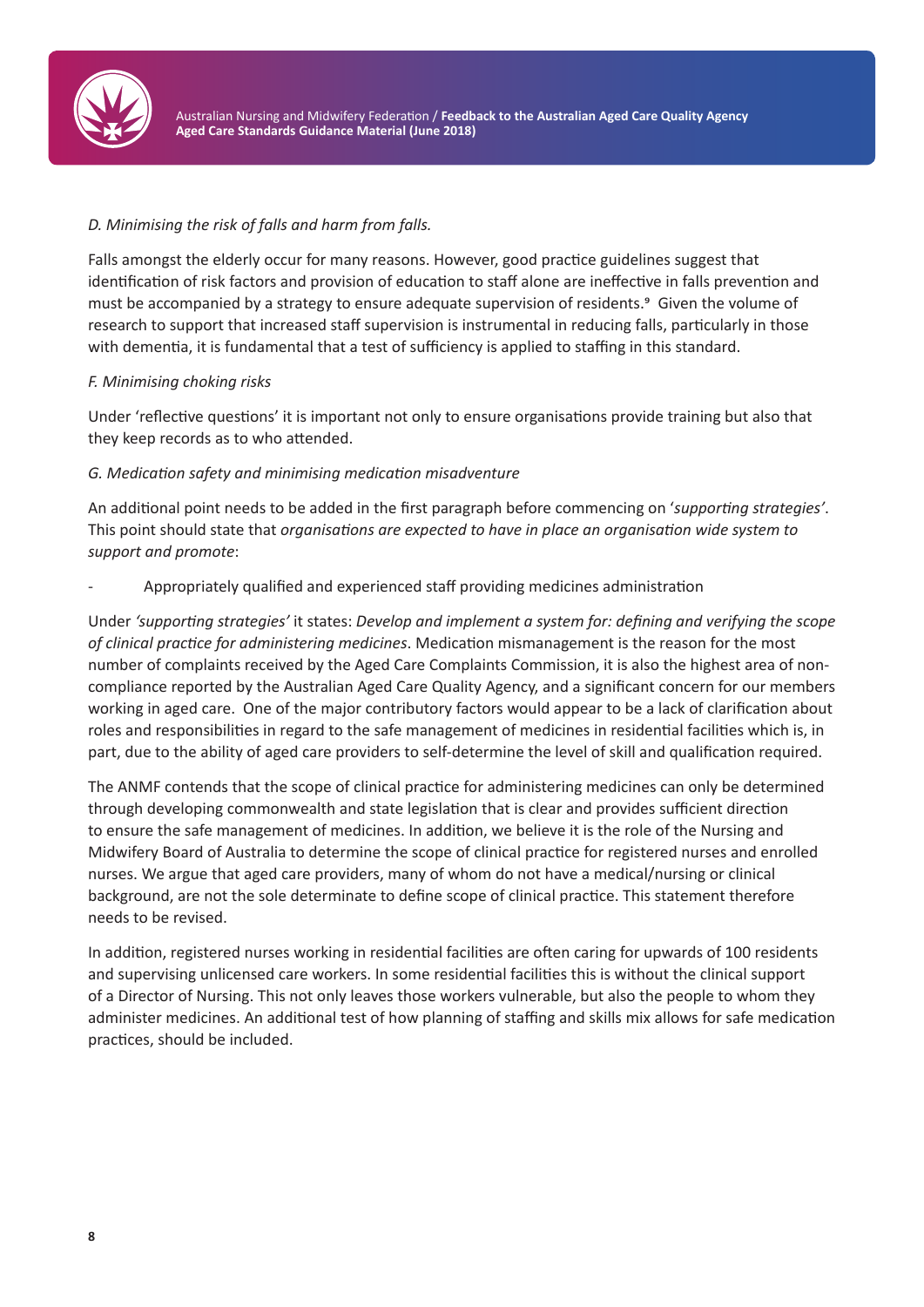*D. Minimising the risk of falls and harm from falls.*

Falls amongst the elderly occur for many reasons. However, good practice guidelines suggest that identification of risk factors and provision of education to staff alone are ineffective in falls prevention and must be accompanied by a strategy to ensure adequate supervision of residents.[9] Given the volume of research to support that increased staff supervision is instrumental in reducing falls, particularly in those with dementia, it is fundamental that a test of sufficiency is applied to staffing in this standard.

*F. Minimising choking risks*

Under 'reflective questions' it is important not only to ensure organisations provide training but also that they keep records as to who attended.

*G. Medication safety and minimising medication misadventure*

An additional point needs to be added in the first paragraph before commencing on '*supporting strategies'*. This point should state that *organisations are expected to have in place an organisation wide system to support and promote*:

- Appropriately qualified and experienced staff providing medicines administration

Under *'supporting strategies'* it states: *Develop and implement a system for: defining and verifying the scope of clinical practice for administering medicines*. Medication mismanagement is the reason for the most number of complaints received by the Aged Care Complaints Commission, it is also the highest area of non-compliance reported by the Australian Aged Care Quality Agency, and a significant concern for our members working in aged care. One of the major contributory factors would appear to be a lack of clarification about roles and responsibilities in regard to the safe management of medicines in residential facilities which is, in part, due to the ability of aged care providers to self-determine the level of skill and qualification required.

The ANMF contends that the scope of clinical practice for administering medicines can only be determined through developing commonwealth and state legislation that is clear and provides sufficient direction to ensure the safe management of medicines. In addition, we believe it is the role of the Nursing and Midwifery Board of Australia to determine the scope of clinical practice for registered nurses and enrolled nurses. We argue that aged care providers, many of whom do not have a medical/nursing or clinical background, are not the sole determinate to define scope of clinical practice. This statement therefore needs to be revised.

In addition, registered nurses working in residential facilities are often caring for upwards of 100 residents and supervising unlicensed care workers. In some residential facilities this is without the clinical support of a Director of Nursing. This not only leaves those workers vulnerable, but also the people to whom they administer medicines. An additional test of how planning of staffing and skills mix allows for safe medication practices, should be included.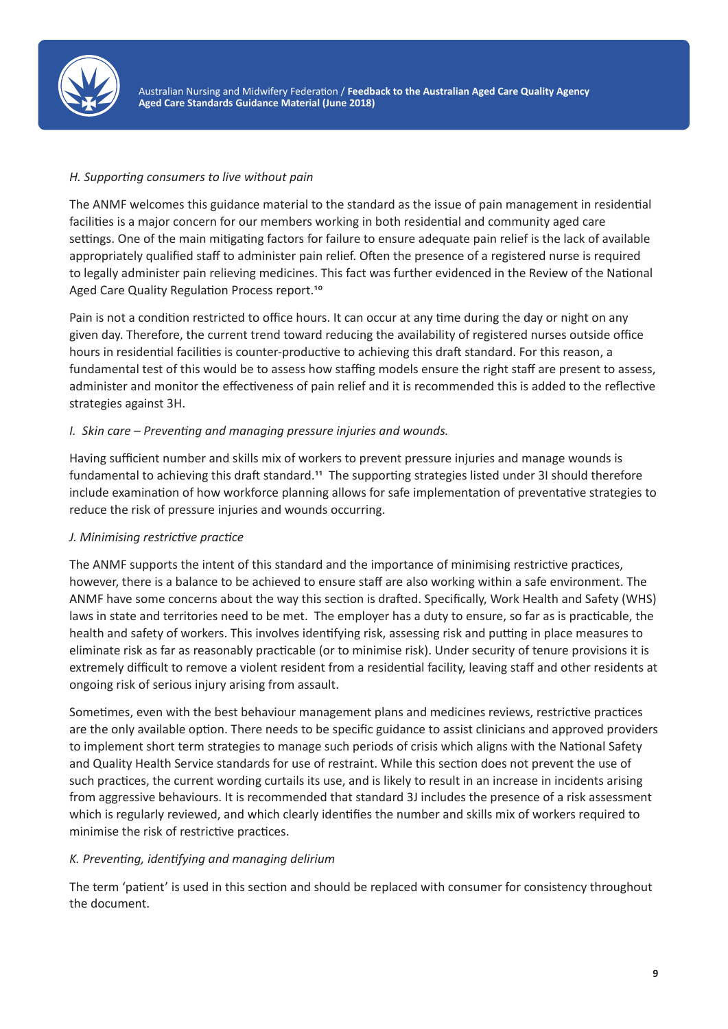*H. Supporting consumers to live without pain*

The ANMF welcomes this guidance material to the standard as the issue of pain management in residential facilities is a major concern for our members working in both residential and community aged care settings. One of the main mitigating factors for failure to ensure adequate pain relief is the lack of available appropriately qualified staff to administer pain relief. Often the presence of a registered nurse is required to legally administer pain relieving medicines. This fact was further evidenced in the Review of the National Aged Care Quality Regulation Process report.[10]

Pain is not a condition restricted to office hours. It can occur at any time during the day or night on any given day. Therefore, the current trend toward reducing the availability of registered nurses outside office hours in residential facilities is counter-productive to achieving this draft standard. For this reason, a fundamental test of this would be to assess how staffing models ensure the right staff are present to assess, administer and monitor the effectiveness of pain relief and it is recommended this is added to the reflective strategies against 3H.

*I. Skin care – Preventing and managing pressure injuries and wounds.*

Having sufficient number and skills mix of workers to prevent pressure injuries and manage wounds is fundamental to achieving this draft standard.[11] The supporting strategies listed under 3I should therefore include examination of how workforce planning allows for safe implementation of preventative strategies to reduce the risk of pressure injuries and wounds occurring.

*J. Minimising restrictive practice*

The ANMF supports the intent of this standard and the importance of minimising restrictive practices, however, there is a balance to be achieved to ensure staff are also working within a safe environment. The ANMF have some concerns about the way this section is drafted. Specifically, Work Health and Safety (WHS) laws in state and territories need to be met. The employer has a duty to ensure, so far as is practicable, the health and safety of workers. This involves identifying risk, assessing risk and putting in place measures to eliminate risk as far as reasonably practicable (or to minimise risk). Under security of tenure provisions it is extremely difficult to remove a violent resident from a residential facility, leaving staff and other residents at ongoing risk of serious injury arising from assault.

Sometimes, even with the best behaviour management plans and medicines reviews, restrictive practices are the only available option. There needs to be specific guidance to assist clinicians and approved providers to implement short term strategies to manage such periods of crisis which aligns with the National Safety and Quality Health Service standards for use of restraint. While this section does not prevent the use of such practices, the current wording curtails its use, and is likely to result in an increase in incidents arising from aggressive behaviours. It is recommended that standard 3J includes the presence of a risk assessment which is regularly reviewed, and which clearly identifies the number and skills mix of workers required to minimise the risk of restrictive practices.

*K. Preventing, identifying and managing delirium*

The term 'patient' is used in this section and should be replaced with consumer for consistency throughout the document.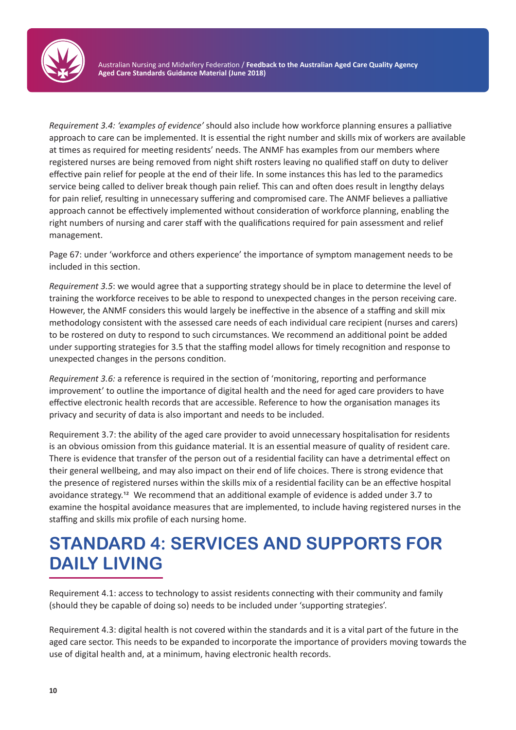*Requirement 3.4: 'examples of evidence'* should also include how workforce planning ensures a palliative approach to care can be implemented. It is essential the right number and skills mix of workers are available at times as required for meeting residents' needs. The ANMF has examples from our members where registered nurses are being removed from night shift rosters leaving no qualified staff on duty to deliver effective pain relief for people at the end of their life. In some instances this has led to the paramedics service being called to deliver break though pain relief. This can and often does result in lengthy delays for pain relief, resulting in unnecessary suffering and compromised care. The ANMF believes a palliative approach cannot be effectively implemented without consideration of workforce planning, enabling the right numbers of nursing and carer staff with the qualifications required for pain assessment and relief management.

Page 67: under 'workforce and others experience' the importance of symptom management needs to be included in this section.

*Requirement 3.5*: we would agree that a supporting strategy should be in place to determine the level of training the workforce receives to be able to respond to unexpected changes in the person receiving care. However, the ANMF considers this would largely be ineffective in the absence of a staffing and skill mix methodology consistent with the assessed care needs of each individual care recipient (nurses and carers) to be rostered on duty to respond to such circumstances. We recommend an additional point be added under supporting strategies for 3.5 that the staffing model allows for timely recognition and response to unexpected changes in the persons condition.

*Requirement 3.6:* a reference is required in the section of 'monitoring, reporting and performance improvement' to outline the importance of digital health and the need for aged care providers to have effective electronic health records that are accessible. Reference to how the organisation manages its privacy and security of data is also important and needs to be included.

Requirement 3.7: the ability of the aged care provider to avoid unnecessary hospitalisation for residents is an obvious omission from this guidance material. It is an essential measure of quality of resident care. There is evidence that transfer of the person out of a residential facility can have a detrimental effect on their general wellbeing, and may also impact on their end of life choices. There is strong evidence that the presence of registered nurses within the skills mix of a residential facility can be an effective hospital avoidance strategy.[12] We recommend that an additional example of evidence is added under 3.7 to examine the hospital avoidance measures that are implemented, to include having registered nurses in the staffing and skills mix profile of each nursing home.

## STANDARD 4: SERVICES AND SUPPORTS FOR DAILY LIVING

Requirement 4.1: access to technology to assist residents connecting with their community and family (should they be capable of doing so) needs to be included under 'supporting strategies'.

Requirement 4.3: digital health is not covered within the standards and it is a vital part of the future in the aged care sector. This needs to be expanded to incorporate the importance of providers moving towards the use of digital health and, at a minimum, having electronic health records.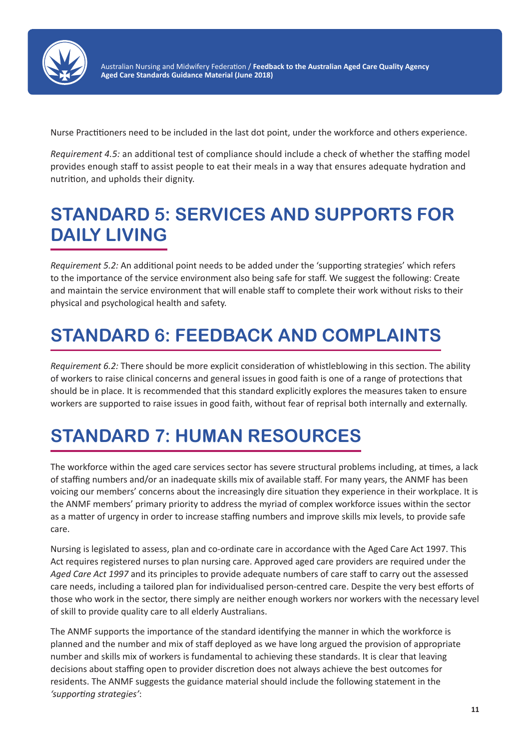Nurse Practitioners need to be included in the last dot point, under the workforce and others experience.

*Requirement 4.5:* an additional test of compliance should include a check of whether the staffing model provides enough staff to assist people to eat their meals in a way that ensures adequate hydration and nutrition, and upholds their dignity.

# STANDARD 5: SERVICES AND SUPPORTS FOR DAILY LIVING

*Requirement 5.2:* An additional point needs to be added under the 'supporting strategies' which refers to the importance of the service environment also being safe for staff. We suggest the following: Create and maintain the service environment that will enable staff to complete their work without risks to their physical and psychological health and safety.

# STANDARD 6: FEEDBACK AND COMPLAINTS

*Requirement 6.2:* There should be more explicit consideration of whistleblowing in this section. The ability of workers to raise clinical concerns and general issues in good faith is one of a range of protections that should be in place. It is recommended that this standard explicitly explores the measures taken to ensure workers are supported to raise issues in good faith, without fear of reprisal both internally and externally.

# STANDARD 7: HUMAN RESOURCES

The workforce within the aged care services sector has severe structural problems including, at times, a lack of staffing numbers and/or an inadequate skills mix of available staff. For many years, the ANMF has been voicing our members' concerns about the increasingly dire situation they experience in their workplace. It is the ANMF members' primary priority to address the myriad of complex workforce issues within the sector as a matter of urgency in order to increase staffing numbers and improve skills mix levels, to provide safe care.

Nursing is legislated to assess, plan and co-ordinate care in accordance with the Aged Care Act 1997. This Act requires registered nurses to plan nursing care. Approved aged care providers are required under the *Aged Care Act 1997* and its principles to provide adequate numbers of care staff to carry out the assessed care needs, including a tailored plan for individualised person-centred care. Despite the very best efforts of those who work in the sector, there simply are neither enough workers nor workers with the necessary level of skill to provide quality care to all elderly Australians.

The ANMF supports the importance of the standard identifying the manner in which the workforce is planned and the number and mix of staff deployed as we have long argued the provision of appropriate number and skills mix of workers is fundamental to achieving these standards. It is clear that leaving decisions about staffing open to provider discretion does not always achieve the best outcomes for residents. The ANMF suggests the guidance material should include the following statement in the *'supporting strategies'*: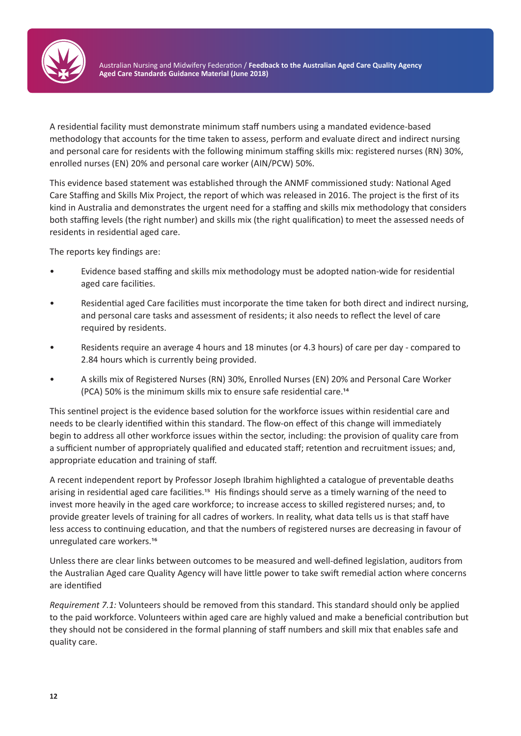A residential facility must demonstrate minimum staff numbers using a mandated evidence-based methodology that accounts for the time taken to assess, perform and evaluate direct and indirect nursing and personal care for residents with the following minimum staffing skills mix: registered nurses (RN) 30%, enrolled nurses (EN) 20% and personal care worker (AIN/PCW) 50%.

This evidence based statement was established through the ANMF commissioned study: National Aged Care Staffing and Skills Mix Project, the report of which was released in 2016. The project is the first of its kind in Australia and demonstrates the urgent need for a staffing and skills mix methodology that considers both staffing levels (the right number) and skills mix (the right qualification) to meet the assessed needs of residents in residential aged care.

The reports key findings are:

- Evidence based staffing and skills mix methodology must be adopted nation-wide for residential aged care facilities.
- Residential aged Care facilities must incorporate the time taken for both direct and indirect nursing, and personal care tasks and assessment of residents; it also needs to reflect the level of care required by residents.
- Residents require an average 4 hours and 18 minutes (or 4.3 hours) of care per day - compared to 2.84 hours which is currently being provided.
- A skills mix of Registered Nurses (RN) 30%, Enrolled Nurses (EN) 20% and Personal Care Worker (PCA) 50% is the minimum skills mix to ensure safe residential care.[14]

This sentinel project is the evidence based solution for the workforce issues within residential care and needs to be clearly identified within this standard. The flow-on effect of this change will immediately begin to address all other workforce issues within the sector, including: the provision of quality care from a sufficient number of appropriately qualified and educated staff; retention and recruitment issues; and, appropriate education and training of staff.

A recent independent report by Professor Joseph Ibrahim highlighted a catalogue of preventable deaths arising in residential aged care facilities.[15] His findings should serve as a timely warning of the need to invest more heavily in the aged care workforce; to increase access to skilled registered nurses; and, to provide greater levels of training for all cadres of workers. In reality, what data tells us is that staff have less access to continuing education, and that the numbers of registered nurses are decreasing in favour of unregulated care workers.[16]

Unless there are clear links between outcomes to be measured and well-defined legislation, auditors from the Australian Aged care Quality Agency will have little power to take swift remedial action where concerns are identified

*Requirement 7.1:* Volunteers should be removed from this standard. This standard should only be applied to the paid workforce. Volunteers within aged care are highly valued and make a beneficial contribution but they should not be considered in the formal planning of staff numbers and skill mix that enables safe and quality care.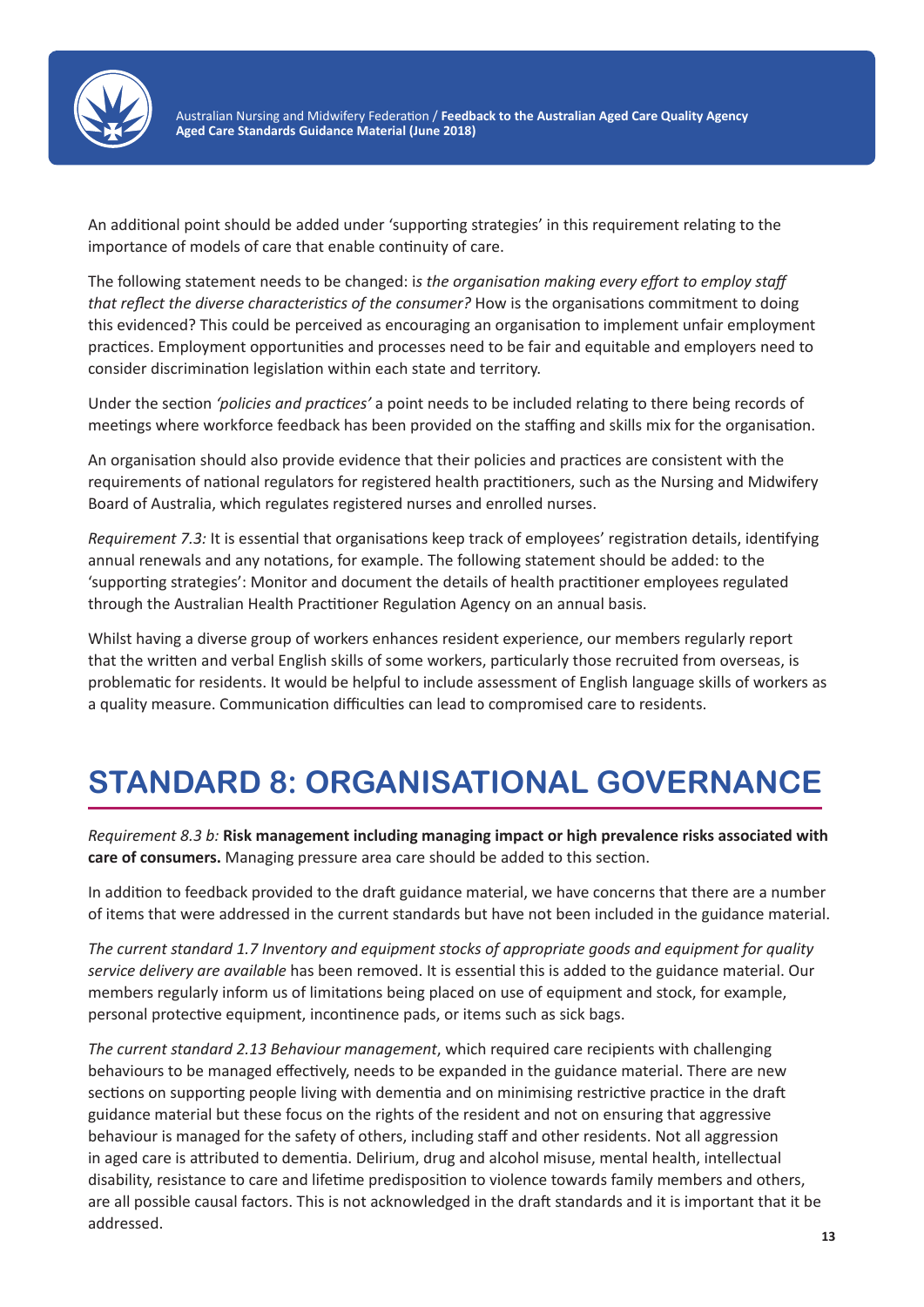An additional point should be added under 'supporting strategies' in this requirement relating to the importance of models of care that enable continuity of care.

The following statement needs to be changed: i*s the organisation making every effort to employ staff that reflect the diverse characteristics of the consumer?* How is the organisations commitment to doing this evidenced? This could be perceived as encouraging an organisation to implement unfair employment practices. Employment opportunities and processes need to be fair and equitable and employers need to consider discrimination legislation within each state and territory.

Under the section *'policies and practices'* a point needs to be included relating to there being records of meetings where workforce feedback has been provided on the staffing and skills mix for the organisation.

An organisation should also provide evidence that their policies and practices are consistent with the requirements of national regulators for registered health practitioners, such as the Nursing and Midwifery Board of Australia, which regulates registered nurses and enrolled nurses.

*Requirement 7.3:* It is essential that organisations keep track of employees' registration details, identifying annual renewals and any notations, for example. The following statement should be added: to the 'supporting strategies': Monitor and document the details of health practitioner employees regulated through the Australian Health Practitioner Regulation Agency on an annual basis.

Whilst having a diverse group of workers enhances resident experience, our members regularly report that the written and verbal English skills of some workers, particularly those recruited from overseas, is problematic for residents. It would be helpful to include assessment of English language skills of workers as a quality measure. Communication difficulties can lead to compromised care to residents.

# STANDARD 8: ORGANISATIONAL GOVERNANCE

*Requirement 8.3 b:* **Risk management including managing impact or high prevalence risks associated with care of consumers.** Managing pressure area care should be added to this section.

In addition to feedback provided to the draft guidance material, we have concerns that there are a number of items that were addressed in the current standards but have not been included in the guidance material.

*The current standard 1.7 Inventory and equipment stocks of appropriate goods and equipment for quality service delivery are available* has been removed. It is essential this is added to the guidance material. Our members regularly inform us of limitations being placed on use of equipment and stock, for example, personal protective equipment, incontinence pads, or items such as sick bags.

*The current standard 2.13 Behaviour management*, which required care recipients with challenging behaviours to be managed effectively, needs to be expanded in the guidance material. There are new sections on supporting people living with dementia and on minimising restrictive practice in the draft guidance material but these focus on the rights of the resident and not on ensuring that aggressive behaviour is managed for the safety of others, including staff and other residents. Not all aggression in aged care is attributed to dementia. Delirium, drug and alcohol misuse, mental health, intellectual disability, resistance to care and lifetime predisposition to violence towards family members and others, are all possible causal factors. This is not acknowledged in the draft standards and it is important that it be addressed.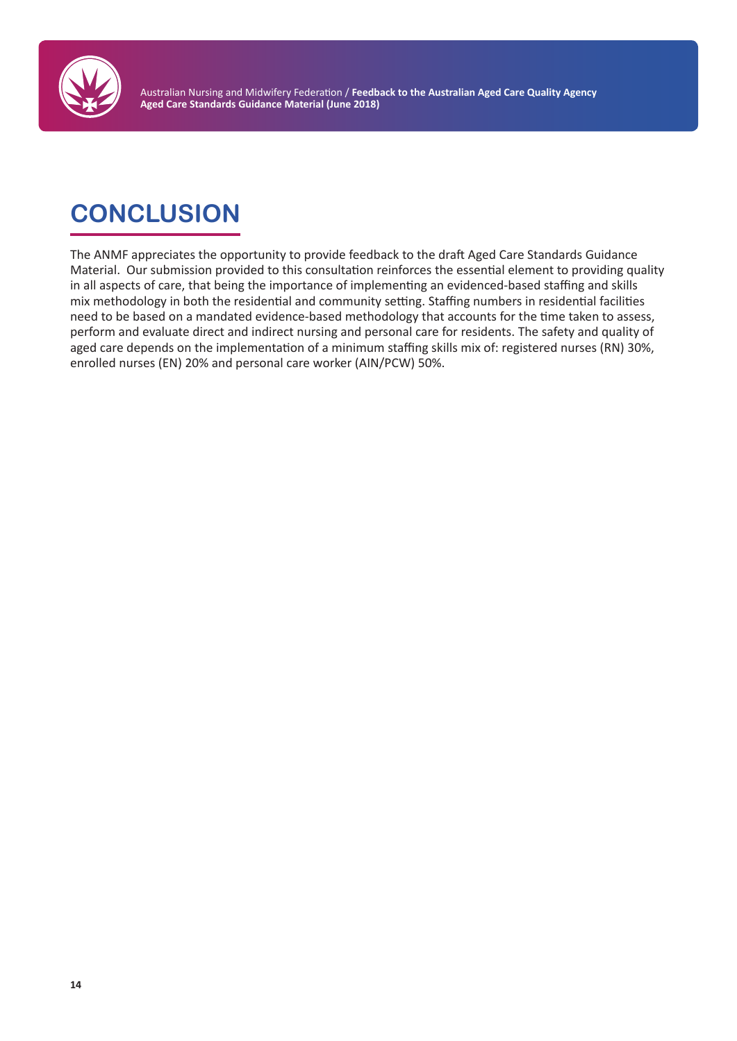# CONCLUSION

The ANMF appreciates the opportunity to provide feedback to the draft Aged Care Standards Guidance Material. Our submission provided to this consultation reinforces the essential element to providing quality in all aspects of care, that being the importance of implementing an evidenced-based staffing and skills mix methodology in both the residential and community setting. Staffing numbers in residential facilities need to be based on a mandated evidence-based methodology that accounts for the time taken to assess, perform and evaluate direct and indirect nursing and personal care for residents. The safety and quality of aged care depends on the implementation of a minimum staffing skills mix of: registered nurses (RN) 30%, enrolled nurses (EN) 20% and personal care worker (AIN/PCW) 50%.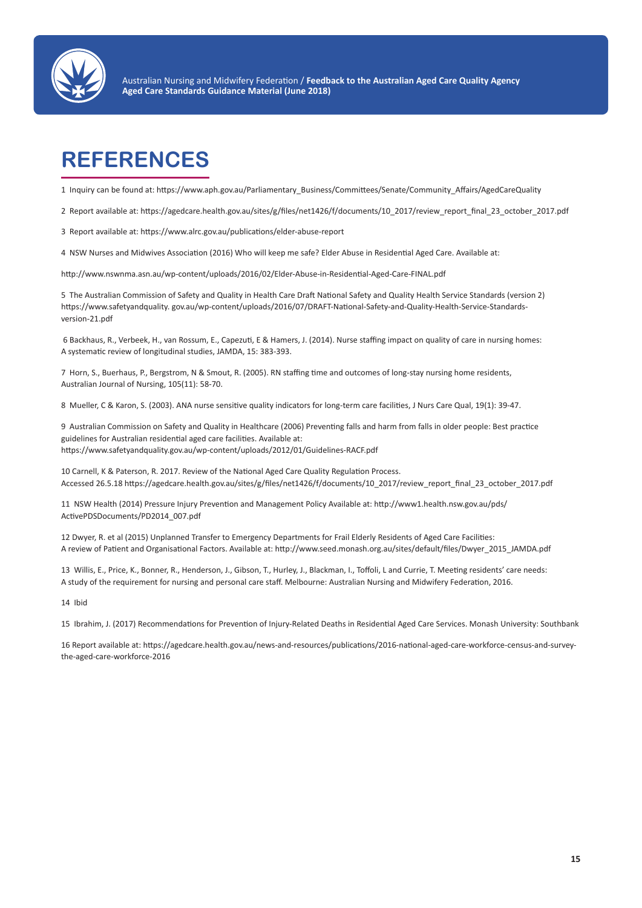# REFERENCES

1 Inquiry can be found at: https://www.aph.gov.au/Parliamentary_Business/Committees/Senate/Community_Affairs/AgedCareQuality

2 Report available at: https://agedcare.health.gov.au/sites/g/files/net1426/f/documents/10_2017/review_report_final_23_october_2017.pdf

3 Report available at: https://www.alrc.gov.au/publications/elder-abuse-report

4 NSW Nurses and Midwives Association (2016) Who will keep me safe? Elder Abuse in Residential Aged Care. Available at:

http://www.nswnma.asn.au/wp-content/uploads/2016/02/Elder-Abuse-in-Residential-Aged-Care-FINAL.pdf

5 The Australian Commission of Safety and Quality in Health Care Draft National Safety and Quality Health Service Standards (version 2) https://www.safetyandquality. gov.au/wp-content/uploads/2016/07/DRAFT-National-Safety-and-Quality-Health-Service-Standards-version-21.pdf

6 Backhaus, R., Verbeek, H., van Rossum, E., Capezuti, E & Hamers, J. (2014). Nurse staffing impact on quality of care in nursing homes: A systematic review of longitudinal studies, JAMDA, 15: 383-393.

7 Horn, S., Buerhaus, P., Bergstrom, N & Smout, R. (2005). RN staffing time and outcomes of long-stay nursing home residents, Australian Journal of Nursing, 105(11): 58-70.

8 Mueller, C & Karon, S. (2003). ANA nurse sensitive quality indicators for long-term care facilities, J Nurs Care Qual, 19(1): 39-47.

9 Australian Commission on Safety and Quality in Healthcare (2006) Preventing falls and harm from falls in older people: Best practice guidelines for Australian residential aged care facilities. Available at: https://www.safetyandquality.gov.au/wp-content/uploads/2012/01/Guidelines-RACF.pdf

10 Carnell, K & Paterson, R. 2017. Review of the National Aged Care Quality Regulation Process. Accessed 26.5.18 https://agedcare.health.gov.au/sites/g/files/net1426/f/documents/10_2017/review_report_final_23_october_2017.pdf

11 NSW Health (2014) Pressure Injury Prevention and Management Policy Available at: http://www1.health.nsw.gov.au/pds/ActivePDSDocuments/PD2014_007.pdf

12 Dwyer, R. et al (2015) Unplanned Transfer to Emergency Departments for Frail Elderly Residents of Aged Care Facilities: A review of Patient and Organisational Factors. Available at: http://www.seed.monash.org.au/sites/default/files/Dwyer_2015_JAMDA.pdf

13 Willis, E., Price, K., Bonner, R., Henderson, J., Gibson, T., Hurley, J., Blackman, I., Toffoli, L and Currie, T. Meeting residents' care needs: A study of the requirement for nursing and personal care staff. Melbourne: Australian Nursing and Midwifery Federation, 2016.

14 Ibid

15 Ibrahim, J. (2017) Recommendations for Prevention of Injury-Related Deaths in Residential Aged Care Services. Monash University: Southbank

16 Report available at: https://agedcare.health.gov.au/news-and-resources/publications/2016-national-aged-care-workforce-census-and-survey-the-aged-care-workforce-2016